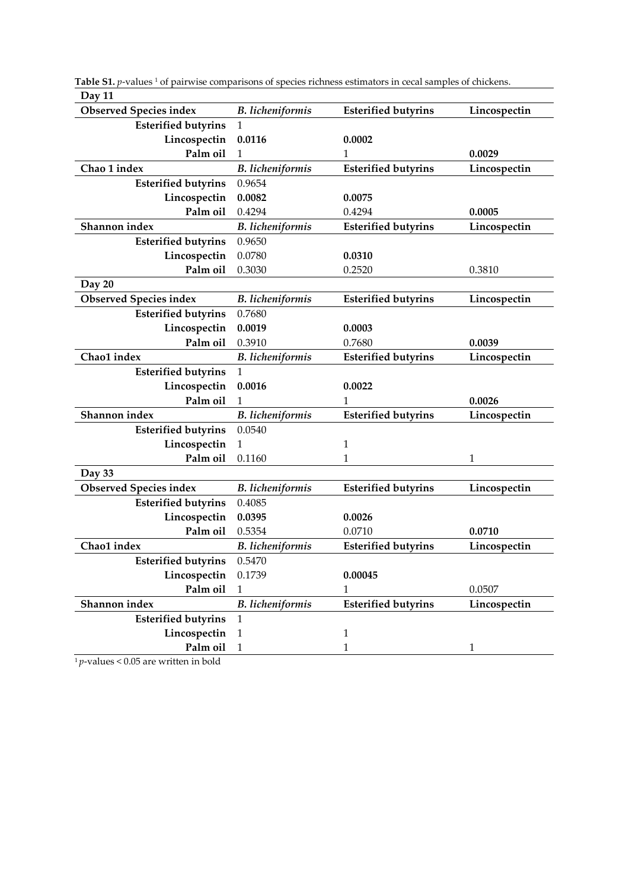**Table S1.** *p*-values [1] of pairwise comparisons of species richness estimators in cecal samples of chickens.

| **Day 11** | | | |
|---|---|---|---|
| **Observed Species index** | ***B. licheniformis*** | **Esterified butyrins** | **Lincospectin** |
| **Esterified butyrins** | 1 | | |
| **Lincospectin** | **0.0116** | **0.0002** | |
| **Palm oil** | 1 | 1 | **0.0029** |
| **Chao 1 index** | ***B. licheniformis*** | **Esterified butyrins** | **Lincospectin** |
| **Esterified butyrins** | 0.9654 | | |
| **Lincospectin** | **0.0082** | **0.0075** | |
| **Palm oil** | 0.4294 | 0.4294 | **0.0005** |
| **Shannon index** | ***B. licheniformis*** | **Esterified butyrins** | **Lincospectin** |
| **Esterified butyrins** | 0.9650 | | |
| **Lincospectin** | 0.0780 | **0.0310** | |
| **Palm oil** | 0.3030 | 0.2520 | 0.3810 |
| **Day 20** | | | |
| **Observed Species index** | ***B. licheniformis*** | **Esterified butyrins** | **Lincospectin** |
| **Esterified butyrins** | 0.7680 | | |
| **Lincospectin** | **0.0019** | **0.0003** | |
| **Palm oil** | 0.3910 | 0.7680 | **0.0039** |
| **Chao1 index** | ***B. licheniformis*** | **Esterified butyrins** | **Lincospectin** |
| **Esterified butyrins** | 1 | | |
| **Lincospectin** | **0.0016** | **0.0022** | |
| **Palm oil** | 1 | 1 | **0.0026** |
| **Shannon index** | ***B. licheniformis*** | **Esterified butyrins** | **Lincospectin** |
| **Esterified butyrins** | 0.0540 | | |
| **Lincospectin** | 1 | 1 | |
| **Palm oil** | 0.1160 | 1 | 1 |
| **Day 33** | | | |
| **Observed Species index** | ***B. licheniformis*** | **Esterified butyrins** | **Lincospectin** |
| **Esterified butyrins** | 0.4085 | | |
| **Lincospectin** | **0.0395** | **0.0026** | |
| **Palm oil** | 0.5354 | 0.0710 | **0.0710** |
| **Chao1 index** | ***B. licheniformis*** | **Esterified butyrins** | **Lincospectin** |
| **Esterified butyrins** | 0.5470 | | |
| **Lincospectin** | 0.1739 | **0.00045** | |
| **Palm oil** | 1 | 1 | 0.0507 |
| **Shannon index** | ***B. licheniformis*** | **Esterified butyrins** | **Lincospectin** |
| **Esterified butyrins** | 1 | | |
| **Lincospectin** | 1 | 1 | |
| **Palm oil** | 1 | 1 | 1 |

[1] *p*-values < 0.05 are written in bold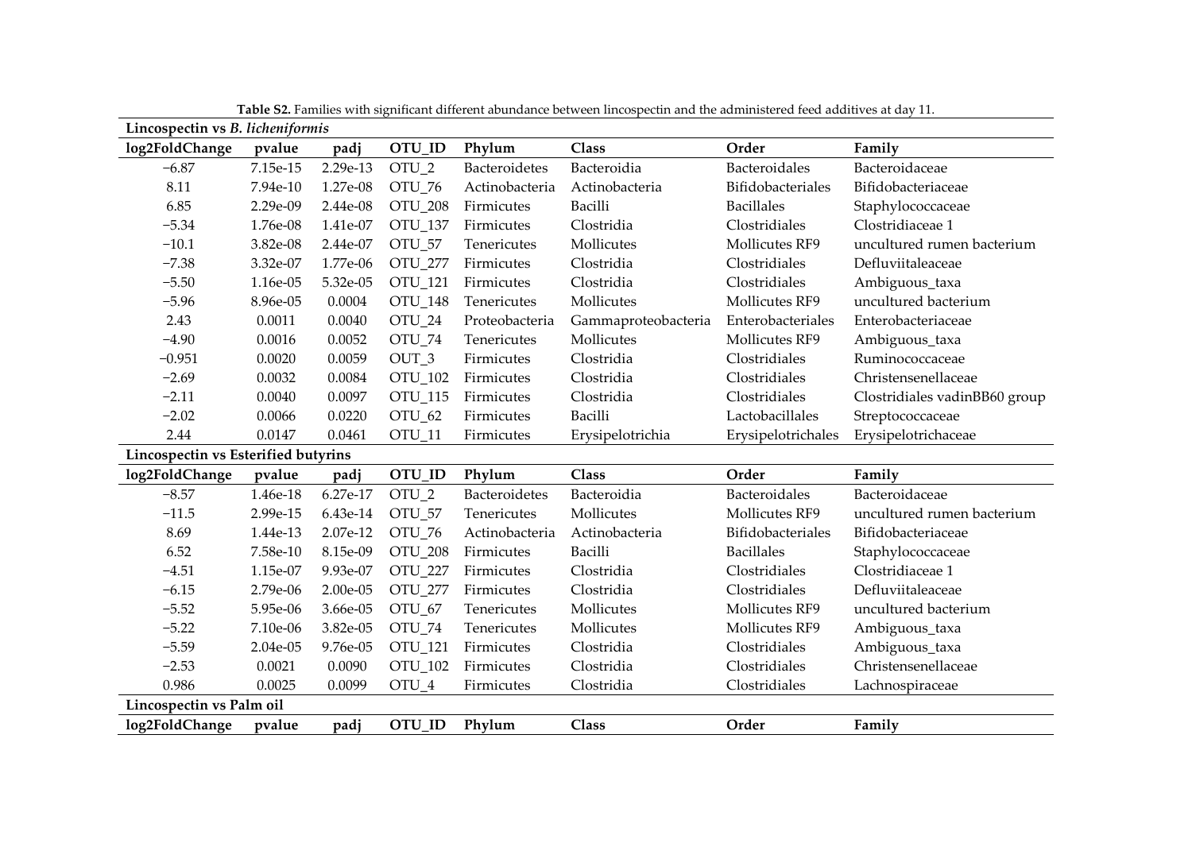**Table S2.** Families with significant different abundance between lincospectin and the administered feed additives at day 11.

**Lincospectin vs *B. licheniformis***

| log2FoldChange | pvalue | padj | OTU_ID | Phylum | Class | Order | Family |
|---|---|---|---|---|---|---|---|
| −6.87 | 7.15e-15 | 2.29e-13 | OTU_2 | Bacteroidetes | Bacteroidia | Bacteroidales | Bacteroidaceae |
| 8.11 | 7.94e-10 | 1.27e-08 | OTU_76 | Actinobacteria | Actinobacteria | Bifidobacteriales | Bifidobacteriaceae |
| 6.85 | 2.29e-09 | 2.44e-08 | OTU_208 | Firmicutes | Bacilli | Bacillales | Staphylococcaceae |
| −5.34 | 1.76e-08 | 1.41e-07 | OTU_137 | Firmicutes | Clostridia | Clostridiales | Clostridiaceae 1 |
| −10.1 | 3.82e-08 | 2.44e-07 | OTU_57 | Tenericutes | Mollicutes | Mollicutes RF9 | uncultured rumen bacterium |
| −7.38 | 3.32e-07 | 1.77e-06 | OTU_277 | Firmicutes | Clostridia | Clostridiales | Defluviitaleaceae |
| −5.50 | 1.16e-05 | 5.32e-05 | OTU_121 | Firmicutes | Clostridia | Clostridiales | Ambiguous_taxa |
| −5.96 | 8.96e-05 | 0.0004 | OTU_148 | Tenericutes | Mollicutes | Mollicutes RF9 | uncultured bacterium |
| 2.43 | 0.0011 | 0.0040 | OTU_24 | Proteobacteria | Gammaproteobacteria | Enterobacteriales | Enterobacteriaceae |
| −4.90 | 0.0016 | 0.0052 | OTU_74 | Tenericutes | Mollicutes | Mollicutes RF9 | Ambiguous_taxa |
| −0.951 | 0.0020 | 0.0059 | OUT_3 | Firmicutes | Clostridia | Clostridiales | Ruminococcaceae |
| −2.69 | 0.0032 | 0.0084 | OTU_102 | Firmicutes | Clostridia | Clostridiales | Christensenellaceae |
| −2.11 | 0.0040 | 0.0097 | OTU_115 | Firmicutes | Clostridia | Clostridiales | Clostridiales vadinBB60 group |
| −2.02 | 0.0066 | 0.0220 | OTU_62 | Firmicutes | Bacilli | Lactobacillales | Streptococcaceae |
| 2.44 | 0.0147 | 0.0461 | OTU_11 | Firmicutes | Erysipelotrichia | Erysipelotrichales | Erysipelotrichaceae |

**Lincospectin vs Esterified butyrins**

| log2FoldChange | pvalue | padj | OTU_ID | Phylum | Class | Order | Family |
|---|---|---|---|---|---|---|---|
| −8.57 | 1.46e-18 | 6.27e-17 | OTU_2 | Bacteroidetes | Bacteroidia | Bacteroidales | Bacteroidaceae |
| −11.5 | 2.99e-15 | 6.43e-14 | OTU_57 | Tenericutes | Mollicutes | Mollicutes RF9 | uncultured rumen bacterium |
| 8.69 | 1.44e-13 | 2.07e-12 | OTU_76 | Actinobacteria | Actinobacteria | Bifidobacteriales | Bifidobacteriaceae |
| 6.52 | 7.58e-10 | 8.15e-09 | OTU_208 | Firmicutes | Bacilli | Bacillales | Staphylococcaceae |
| −4.51 | 1.15e-07 | 9.93e-07 | OTU_227 | Firmicutes | Clostridia | Clostridiales | Clostridiaceae 1 |
| −6.15 | 2.79e-06 | 2.00e-05 | OTU_277 | Firmicutes | Clostridia | Clostridiales | Defluviitaleaceae |
| −5.52 | 5.95e-06 | 3.66e-05 | OTU_67 | Tenericutes | Mollicutes | Mollicutes RF9 | uncultured bacterium |
| −5.22 | 7.10e-06 | 3.82e-05 | OTU_74 | Tenericutes | Mollicutes | Mollicutes RF9 | Ambiguous_taxa |
| −5.59 | 2.04e-05 | 9.76e-05 | OTU_121 | Firmicutes | Clostridia | Clostridiales | Ambiguous_taxa |
| −2.53 | 0.0021 | 0.0090 | OTU_102 | Firmicutes | Clostridia | Clostridiales | Christensenellaceae |
| 0.986 | 0.0025 | 0.0099 | OTU_4 | Firmicutes | Clostridia | Clostridiales | Lachnospiraceae |

**Lincospectin vs Palm oil**

| log2FoldChange | pvalue | padj | OTU_ID | Phylum | Class | Order | Family |
|---|---|---|---|---|---|---|---|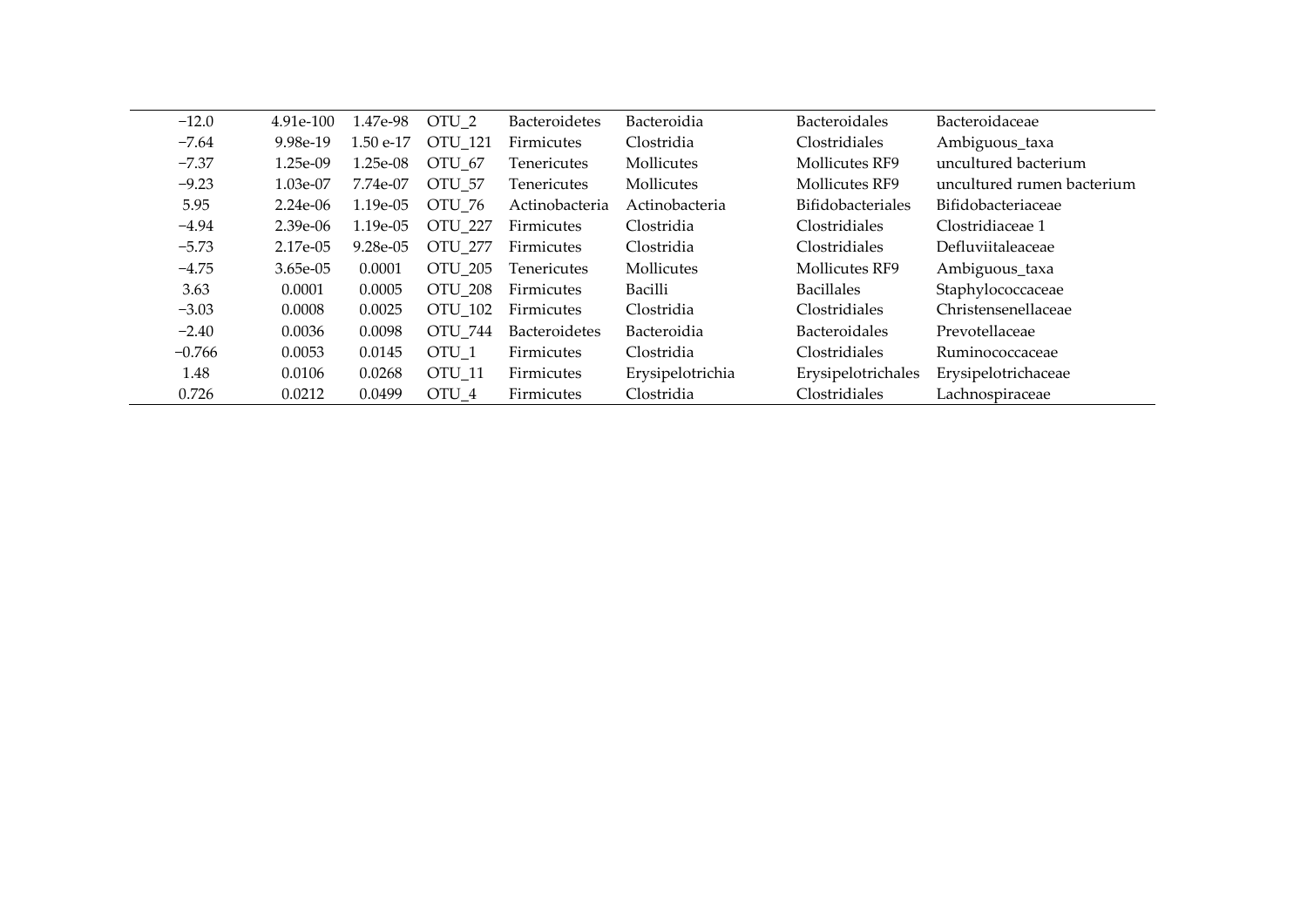| | | | | | | | |
|---|---|---|---|---|---|---|---|
| −12.0 | 4.91e-100 | 1.47e-98 | OTU_2 | Bacteroidetes | Bacteroidia | Bacteroidales | Bacteroidaceae |
| −7.64 | 9.98e-19 | 1.50 e-17 | OTU_121 | Firmicutes | Clostridia | Clostridiales | Ambiguous_taxa |
| −7.37 | 1.25e-09 | 1.25e-08 | OTU_67 | Tenericutes | Mollicutes | Mollicutes RF9 | uncultured bacterium |
| −9.23 | 1.03e-07 | 7.74e-07 | OTU_57 | Tenericutes | Mollicutes | Mollicutes RF9 | uncultured rumen bacterium |
| 5.95 | 2.24e-06 | 1.19e-05 | OTU_76 | Actinobacteria | Actinobacteria | Bifidobacteriales | Bifidobacteriaceae |
| −4.94 | 2.39e-06 | 1.19e-05 | OTU_227 | Firmicutes | Clostridia | Clostridiales | Clostridiaceae 1 |
| −5.73 | 2.17e-05 | 9.28e-05 | OTU_277 | Firmicutes | Clostridia | Clostridiales | Defluviitaleaceae |
| −4.75 | 3.65e-05 | 0.0001 | OTU_205 | Tenericutes | Mollicutes | Mollicutes RF9 | Ambiguous_taxa |
| 3.63 | 0.0001 | 0.0005 | OTU_208 | Firmicutes | Bacilli | Bacillales | Staphylococcaceae |
| −3.03 | 0.0008 | 0.0025 | OTU_102 | Firmicutes | Clostridia | Clostridiales | Christensenellaceae |
| −2.40 | 0.0036 | 0.0098 | OTU_744 | Bacteroidetes | Bacteroidia | Bacteroidales | Prevotellaceae |
| −0.766 | 0.0053 | 0.0145 | OTU_1 | Firmicutes | Clostridia | Clostridiales | Ruminococcaceae |
| 1.48 | 0.0106 | 0.0268 | OTU_11 | Firmicutes | Erysipelotrichia | Erysipelotrichales | Erysipelotrichaceae |
| 0.726 | 0.0212 | 0.0499 | OTU_4 | Firmicutes | Clostridia | Clostridiales | Lachnospiraceae |